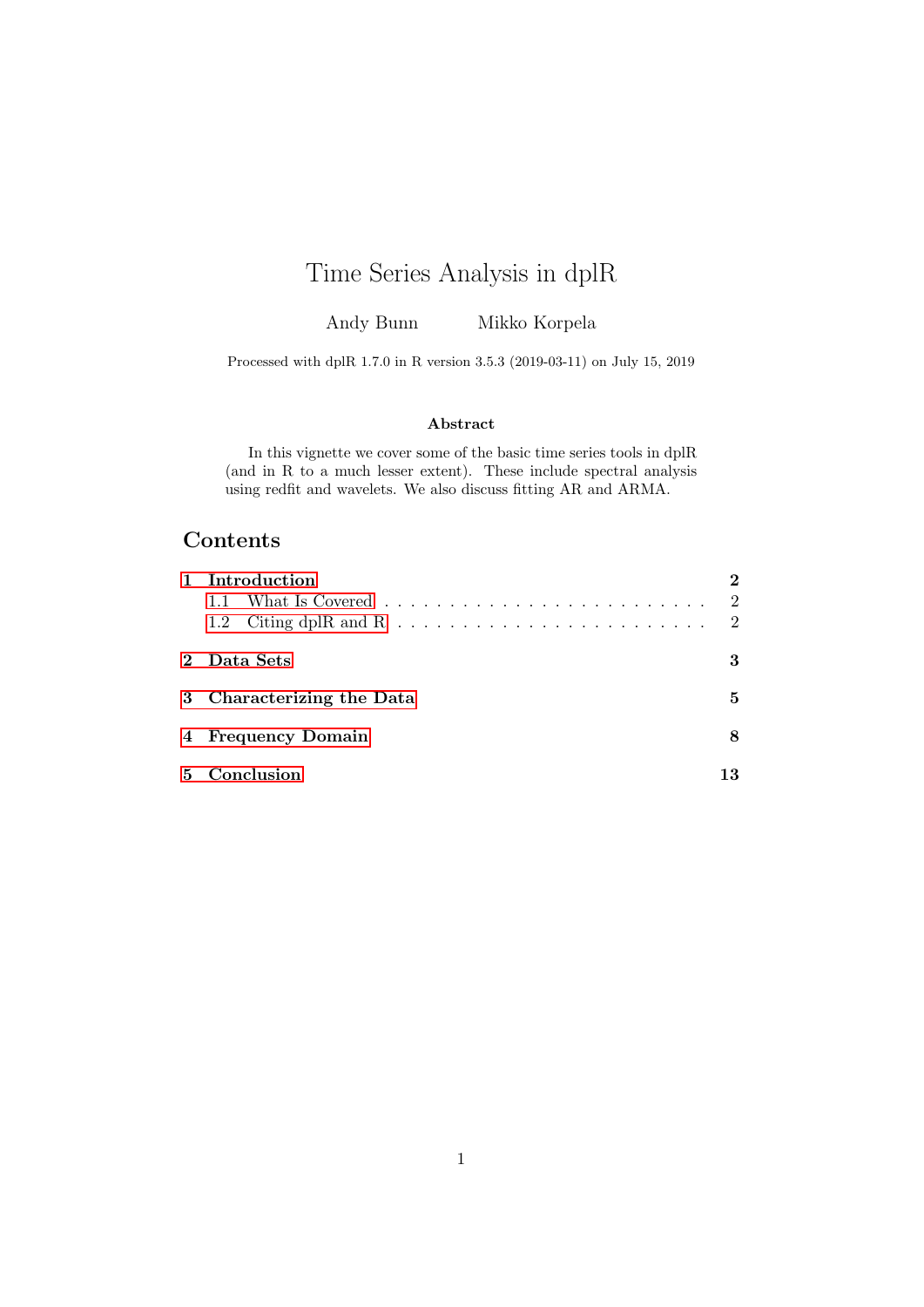# Time Series Analysis in dplR

Andy Bunn  Mikko Korpela

Processed with dplR 1.7.0 in R version 3.5.3 (2019-03-11) on July 15, 2019

### Abstract

In this vignette we cover some of the basic time series tools in dplR (and in R to a much lesser extent). These include spectral analysis using redfit and wavelets. We also discuss fitting AR and ARMA.

## Contents

- **1 Introduction** — 2
  - 1.1 What Is Covered — 2
  - 1.2 Citing dplR and R — 2
- **2 Data Sets** — 3
- **3 Characterizing the Data** — 5
- **4 Frequency Domain** — 8
- **5 Conclusion** — 13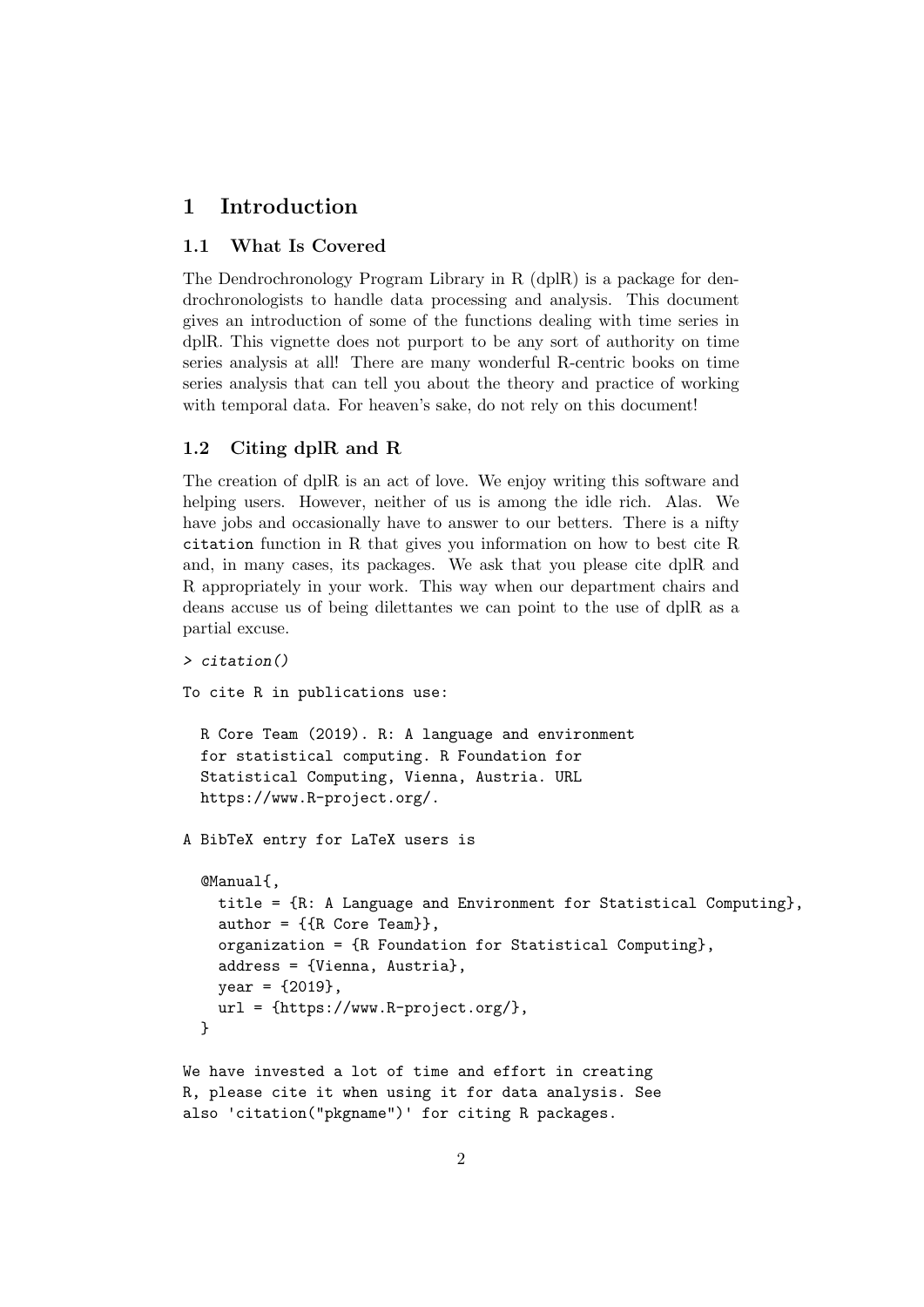# 1 Introduction

## 1.1 What Is Covered

The Dendrochronology Program Library in R (dplR) is a package for dendrochronologists to handle data processing and analysis. This document gives an introduction of some of the functions dealing with time series in dplR. This vignette does not purport to be any sort of authority on time series analysis at all! There are many wonderful R-centric books on time series analysis that can tell you about the theory and practice of working with temporal data. For heaven's sake, do not rely on this document!

## 1.2 Citing dplR and R

The creation of dplR is an act of love. We enjoy writing this software and helping users. However, neither of us is among the idle rich. Alas. We have jobs and occasionally have to answer to our betters. There is a nifty `citation` function in R that gives you information on how to best cite R and, in many cases, its packages. We ask that you please cite dplR and R appropriately in your work. This way when our department chairs and deans accuse us of being dilettantes we can point to the use of dplR as a partial excuse.

```
> citation()
```

```
To cite R in publications use:

  R Core Team (2019). R: A language and environment
  for statistical computing. R Foundation for
  Statistical Computing, Vienna, Austria. URL
  https://www.R-project.org/.

A BibTeX entry for LaTeX users is

  @Manual{,
    title = {R: A Language and Environment for Statistical Computing},
    author = {{R Core Team}},
    organization = {R Foundation for Statistical Computing},
    address = {Vienna, Austria},
    year = {2019},
    url = {https://www.R-project.org/},
  }

We have invested a lot of time and effort in creating
R, please cite it when using it for data analysis. See
also 'citation("pkgname")' for citing R packages.
```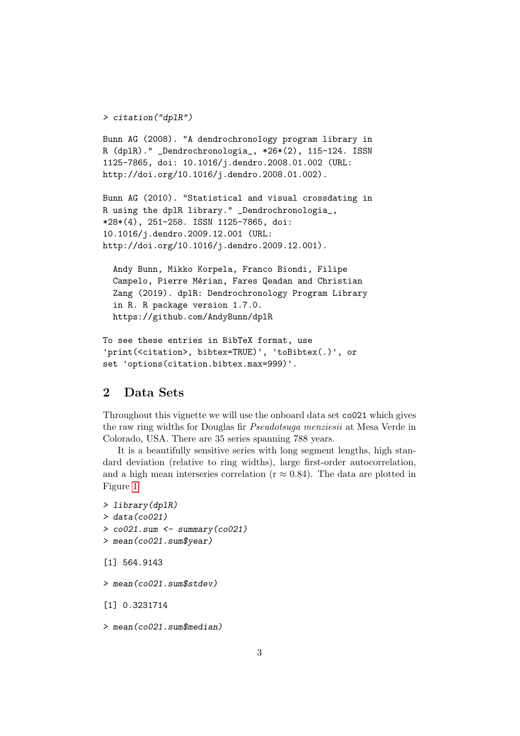```
> citation("dplR")

Bunn AG (2008). "A dendrochronology program library in
R (dplR)." _Dendrochronologia_, *26*(2), 115-124. ISSN
1125-7865, doi: 10.1016/j.dendro.2008.01.002 (URL:
http://doi.org/10.1016/j.dendro.2008.01.002).

Bunn AG (2010). "Statistical and visual crossdating in
R using the dplR library." _Dendrochronologia_,
*28*(4), 251-258. ISSN 1125-7865, doi:
10.1016/j.dendro.2009.12.001 (URL:
http://doi.org/10.1016/j.dendro.2009.12.001).

  Andy Bunn, Mikko Korpela, Franco Biondi, Filipe
  Campelo, Pierre Mérian, Fares Qeadan and Christian
  Zang (2019). dplR: Dendrochronology Program Library
  in R. R package version 1.7.0.
  https://github.com/AndyBunn/dplR

To see these entries in BibTeX format, use
'print(<citation>, bibtex=TRUE)', 'toBibtex(.)', or
set 'options(citation.bibtex.max=999)'.
```

## 2 Data Sets

Throughout this vignette we will use the onboard data set `co021` which gives the raw ring widths for Douglas fir *Pseudotsuga menziesii* at Mesa Verde in Colorado, USA. There are 35 series spanning 788 years.

It is a beautifully sensitive series with long segment lengths, high standard deviation (relative to ring widths), large first-order autocorrelation, and a high mean interseries correlation ($r \approx 0.84$). The data are plotted in Figure 1.

```
> library(dplR)
> data(co021)
> co021.sum <- summary(co021)
> mean(co021.sum$year)

[1] 564.9143

> mean(co021.sum$stdev)

[1] 0.3231714

> mean(co021.sum$median)
```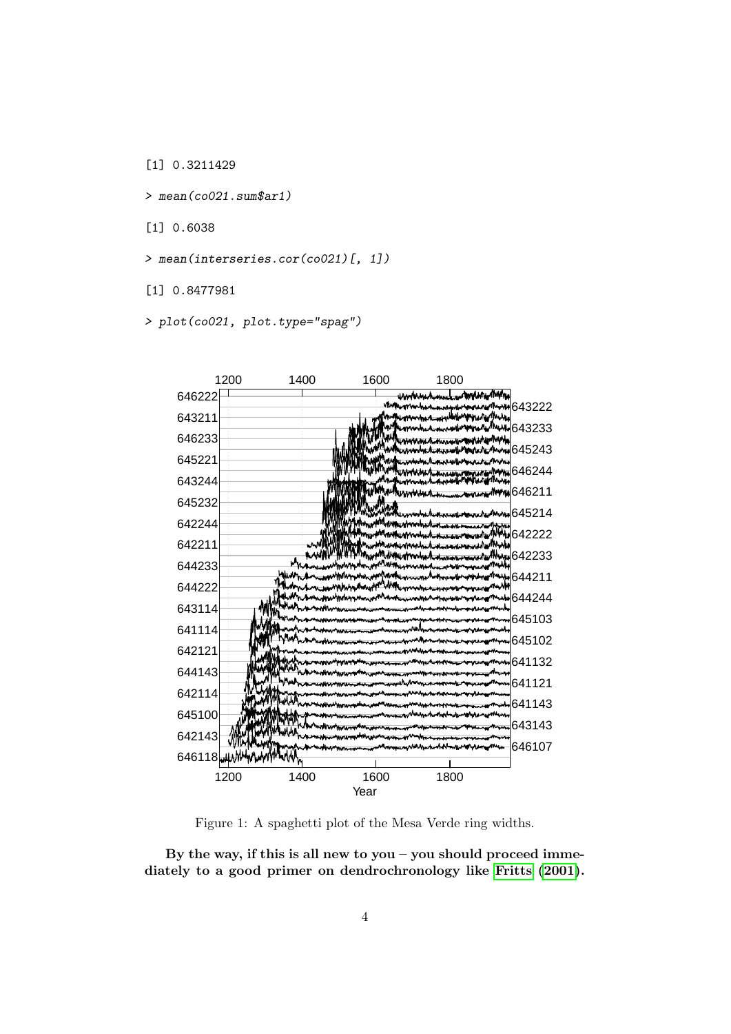```
[1] 0.3211429
> mean(co021.sum$ar1)
[1] 0.6038
> mean(interseries.cor(co021)[, 1])
[1] 0.8477981
> plot(co021, plot.type="spag")
```

Figure 1: A spaghetti plot of the Mesa Verde ring widths.

**By the way, if this is all new to you – you should proceed immediately to a good primer on dendrochronology like Fritts (2001).**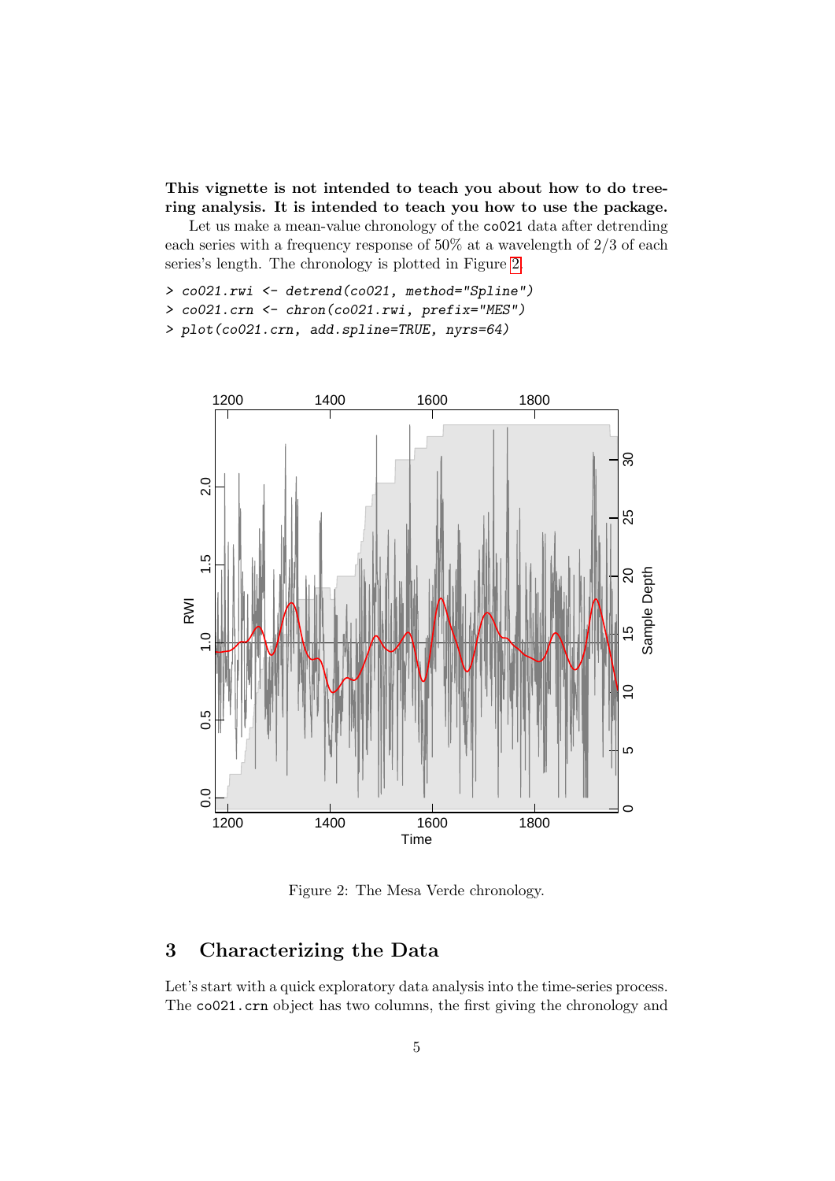**This vignette is not intended to teach you about how to do tree-ring analysis. It is intended to teach you how to use the package.**

Let us make a mean-value chronology of the `co021` data after detrending each series with a frequency response of 50% at a wavelength of 2/3 of each series's length. The chronology is plotted in Figure 2.

```
> co021.rwi <- detrend(co021, method="Spline")
> co021.crn <- chron(co021.rwi, prefix="MES")
> plot(co021.crn, add.spline=TRUE, nyrs=64)
```

Figure 2: The Mesa Verde chronology.

## 3 Characterizing the Data

Let's start with a quick exploratory data analysis into the time-series process. The `co021.crn` object has two columns, the first giving the chronology and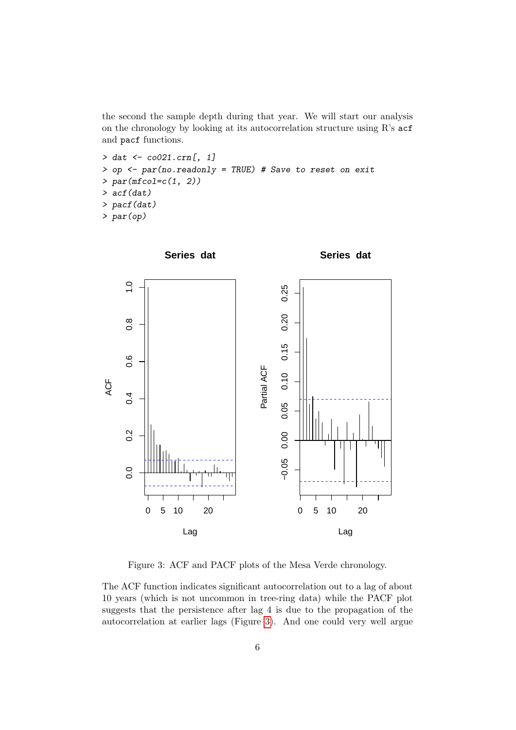the second the sample depth during that year. We will start our analysis on the chronology by looking at its autocorrelation structure using R's `acf` and `pacf` functions.

```
> dat <- co021.crn[, 1]
> op <- par(no.readonly = TRUE) # Save to reset on exit
> par(mfcol=c(1, 2))
> acf(dat)
> pacf(dat)
> par(op)
```

Figure 3: ACF and PACF plots of the Mesa Verde chronology.

The ACF function indicates significant autocorrelation out to a lag of about 10 years (which is not uncommon in tree-ring data) while the PACF plot suggests that the persistence after lag 4 is due to the propagation of the autocorrelation at earlier lags (Figure 3). And one could very well argue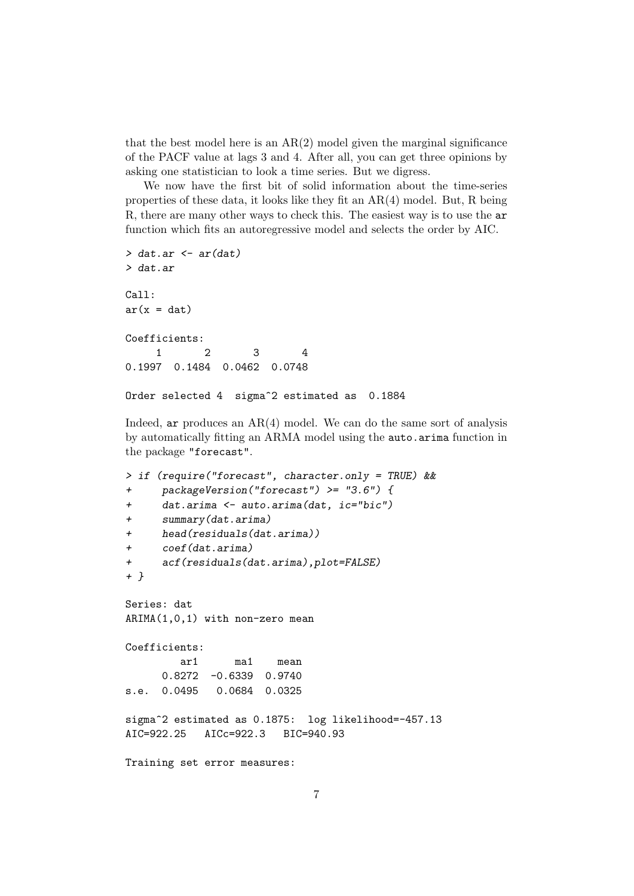that the best model here is an AR(2) model given the marginal significance of the PACF value at lags 3 and 4. After all, you can get three opinions by asking one statistician to look a time series. But we digress.

We now have the first bit of solid information about the time-series properties of these data, it looks like they fit an AR(4) model. But, R being R, there are many other ways to check this. The easiest way is to use the `ar` function which fits an autoregressive model and selects the order by AIC.

```
> dat.ar <- ar(dat)
> dat.ar

Call:
ar(x = dat)

Coefficients:
     1       2       3       4  
0.1997  0.1484  0.0462  0.0748  

Order selected 4  sigma^2 estimated as  0.1884
```

Indeed, `ar` produces an AR(4) model. We can do the same sort of analysis by automatically fitting an ARMA model using the `auto.arima` function in the package `"forecast"`.

```
> if (require("forecast", character.only = TRUE) &&
+     packageVersion("forecast") >= "3.6") {
+     dat.arima <- auto.arima(dat, ic="bic")
+     summary(dat.arima)
+     head(residuals(dat.arima))
+     coef(dat.arima)
+     acf(residuals(dat.arima),plot=FALSE)
+ }

Series: dat 
ARIMA(1,0,1) with non-zero mean 

Coefficients:
         ar1      ma1    mean
      0.8272  -0.6339  0.9740
s.e.  0.0495   0.0684  0.0325

sigma^2 estimated as 0.1875:  log likelihood=-457.13
AIC=922.25   AICc=922.3   BIC=940.93

Training set error measures:
```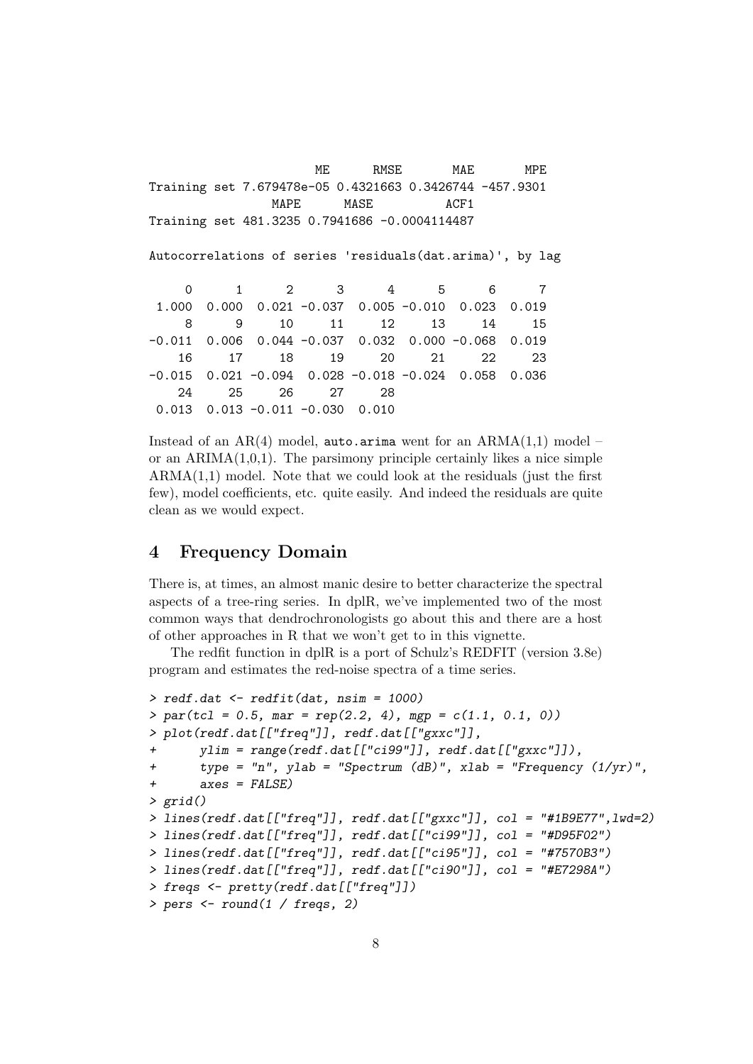```
                      ME      RMSE       MAE       MPE
Training set 7.679478e-05 0.4321663 0.3426744 -457.9301
                 MAPE      MASE          ACF1
Training set 481.3235 0.7941686 -0.0004114487

Autocorrelations of series 'residuals(dat.arima)', by lag

     0      1      2      3      4      5      6      7 
 1.000  0.000  0.021 -0.037  0.005 -0.010  0.023  0.019 
     8      9     10     11     12     13     14     15 
-0.011  0.006  0.044 -0.037  0.032  0.000 -0.068  0.019 
    16     17     18     19     20     21     22     23 
-0.015  0.021 -0.094  0.028 -0.018 -0.024  0.058  0.036 
    24     25     26     27     28 
 0.013  0.013 -0.011 -0.030  0.010 
```

Instead of an AR(4) model, `auto.arima` went for an ARMA(1,1) model – or an ARIMA(1,0,1). The parsimony principle certainly likes a nice simple ARMA(1,1) model. Note that we could look at the residuals (just the first few), model coefficients, etc. quite easily. And indeed the residuals are quite clean as we would expect.

## 4 Frequency Domain

There is, at times, an almost manic desire to better characterize the spectral aspects of a tree-ring series. In dplR, we've implemented two of the most common ways that dendrochronologists go about this and there are a host of other approaches in R that we won't get to in this vignette.

The redfit function in dplR is a port of Schulz's REDFIT (version 3.8e) program and estimates the red-noise spectra of a time series.

```
> redf.dat <- redfit(dat, nsim = 1000)
> par(tcl = 0.5, mar = rep(2.2, 4), mgp = c(1.1, 0.1, 0))
> plot(redf.dat[["freq"]], redf.dat[["gxxc"]],
+      ylim = range(redf.dat[["ci99"]], redf.dat[["gxxc"]]),
+      type = "n", ylab = "Spectrum (dB)", xlab = "Frequency (1/yr)",
+      axes = FALSE)
> grid()
> lines(redf.dat[["freq"]], redf.dat[["gxxc"]], col = "#1B9E77",lwd=2)
> lines(redf.dat[["freq"]], redf.dat[["ci99"]], col = "#D95F02")
> lines(redf.dat[["freq"]], redf.dat[["ci95"]], col = "#7570B3")
> lines(redf.dat[["freq"]], redf.dat[["ci90"]], col = "#E7298A")
> freqs <- pretty(redf.dat[["freq"]])
> pers <- round(1 / freqs, 2)
```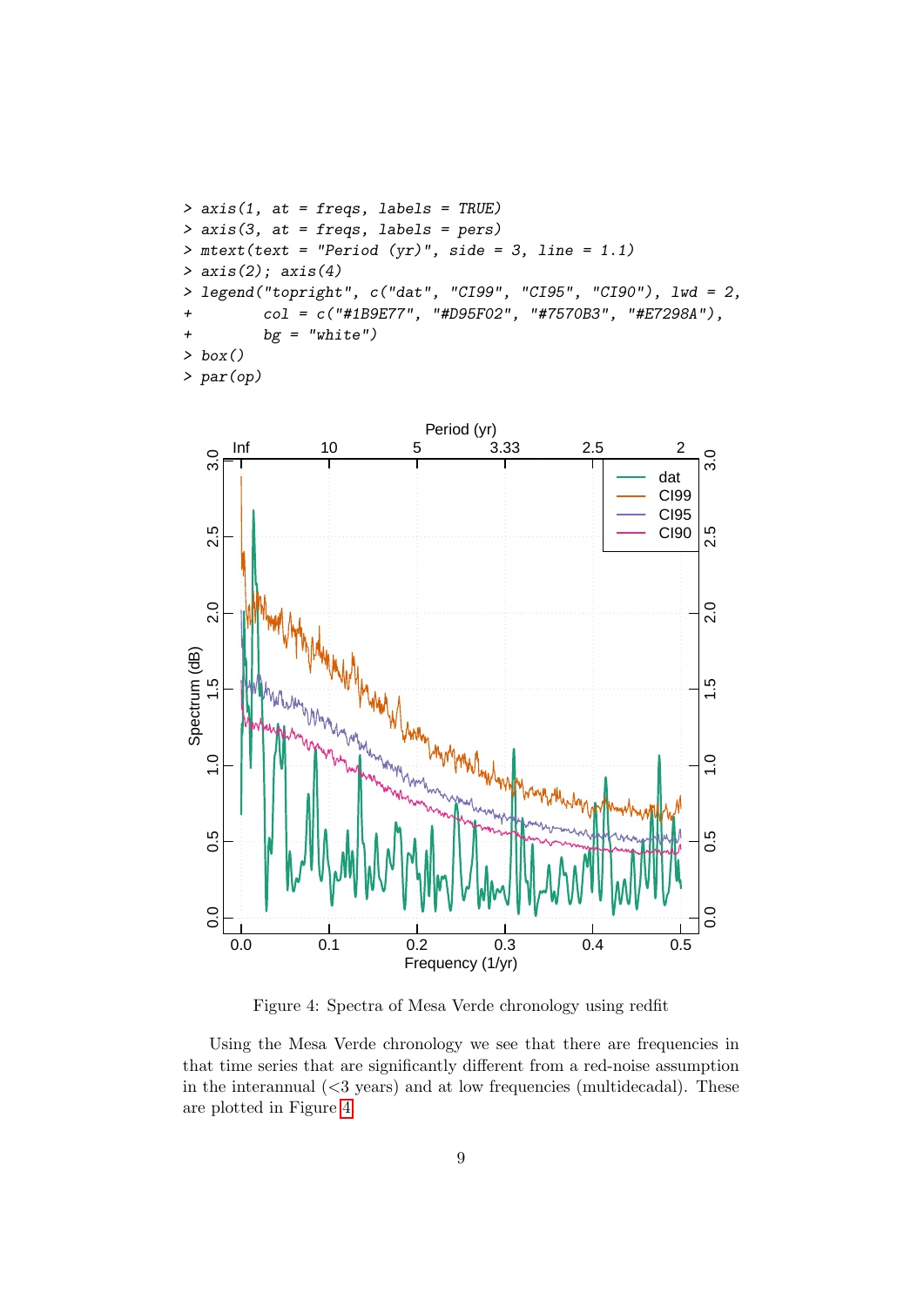```
> axis(1, at = freqs, labels = TRUE)
> axis(3, at = freqs, labels = pers)
> mtext(text = "Period (yr)", side = 3, line = 1.1)
> axis(2); axis(4)
> legend("topright", c("dat", "CI99", "CI95", "CI90"), lwd = 2,
+        col = c("#1B9E77", "#D95F02", "#7570B3", "#E7298A"),
+        bg = "white")
> box()
> par(op)
```

Figure 4: Spectra of Mesa Verde chronology using redfit

Using the Mesa Verde chronology we see that there are frequencies in that time series that are significantly different from a red-noise assumption in the interannual (<3 years) and at low frequencies (multidecadal). These are plotted in Figure 4.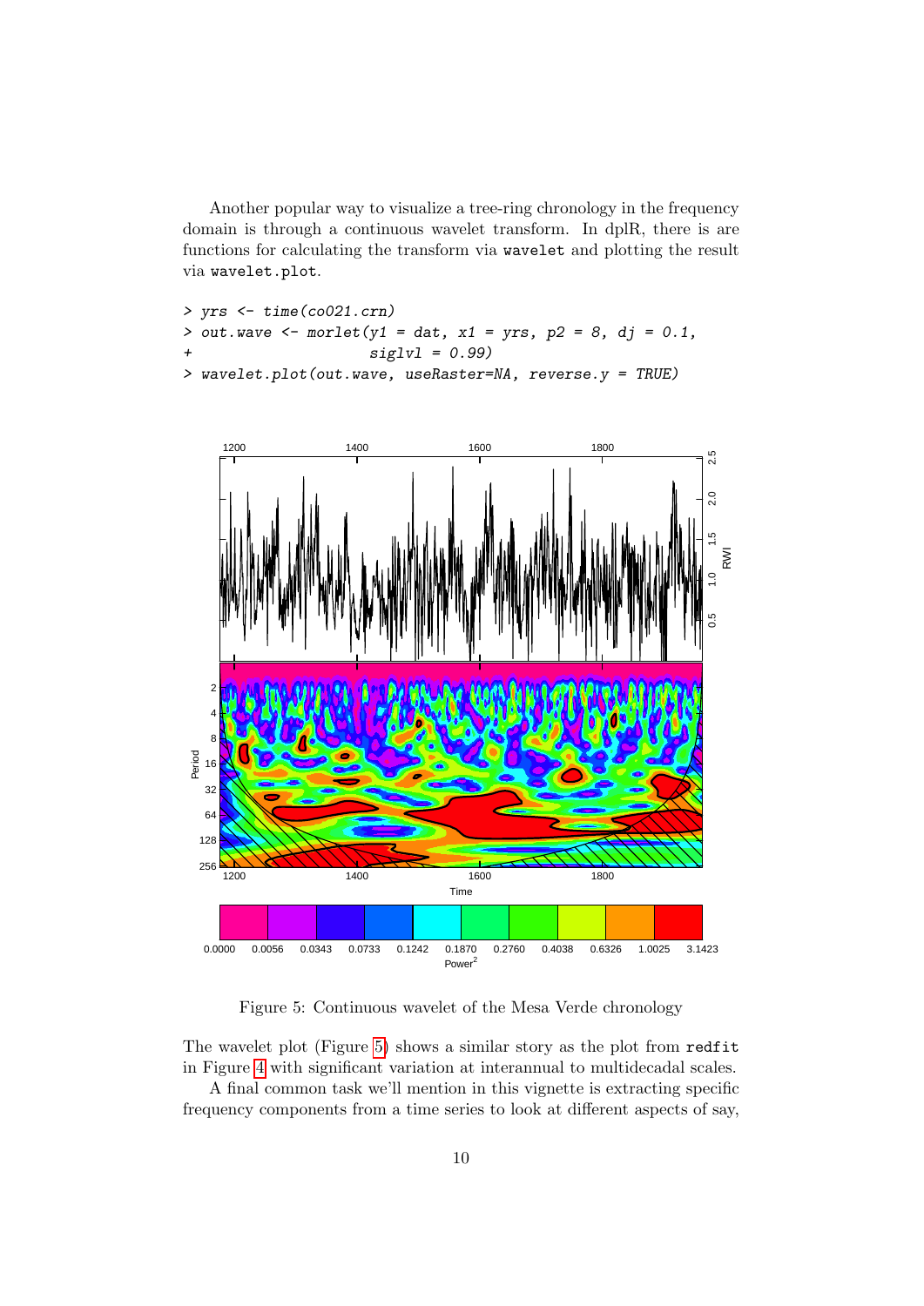Another popular way to visualize a tree-ring chronology in the frequency domain is through a continuous wavelet transform. In dplR, there is are functions for calculating the transform via `wavelet` and plotting the result via `wavelet.plot`.

```
> yrs <- time(co021.crn)
> out.wave <- morlet(y1 = dat, x1 = yrs, p2 = 8, dj = 0.1,
+                    siglvl = 0.99)
> wavelet.plot(out.wave, useRaster=NA, reverse.y = TRUE)
```

Figure 5: Continuous wavelet of the Mesa Verde chronology

The wavelet plot (Figure 5) shows a similar story as the plot from `redfit` in Figure 4 with significant variation at interannual to multidecadal scales.

A final common task we'll mention in this vignette is extracting specific frequency components from a time series to look at different aspects of say,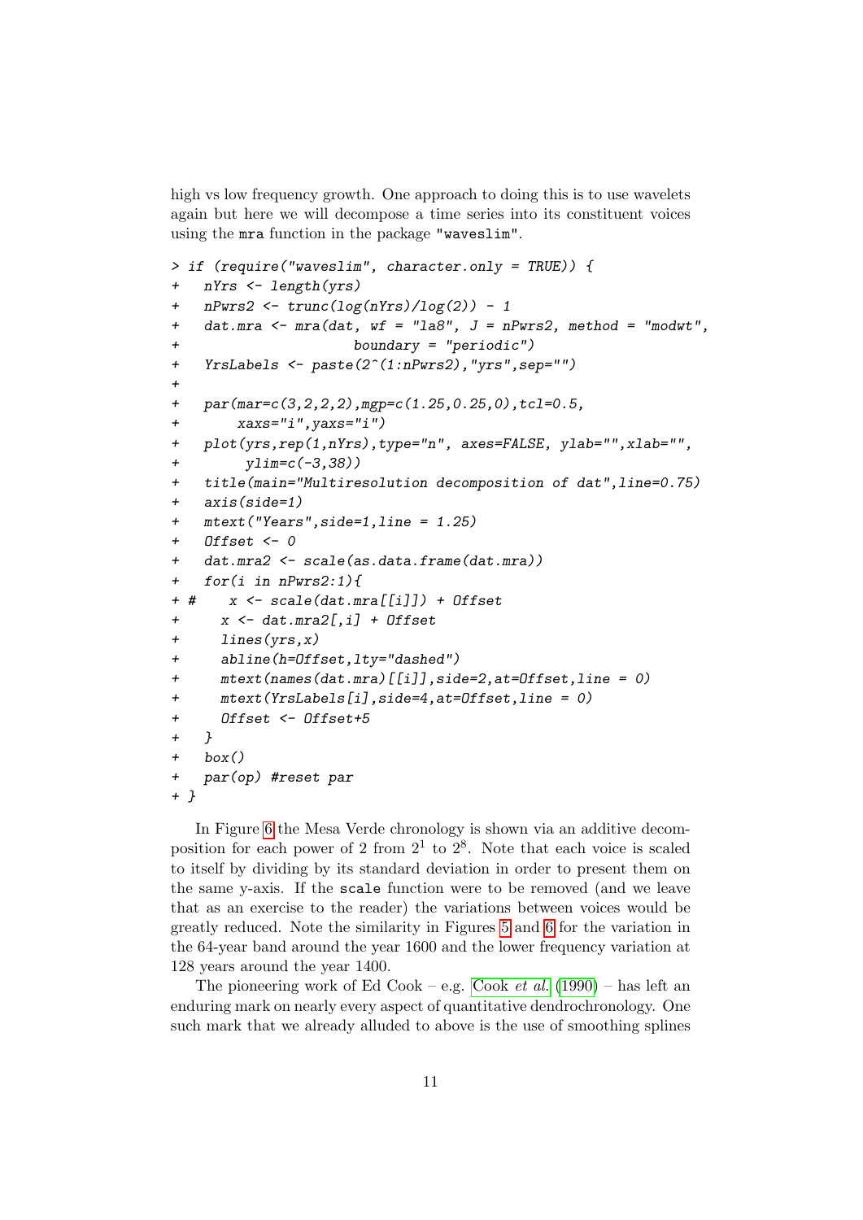high vs low frequency growth. One approach to doing this is to use wavelets again but here we will decompose a time series into its constituent voices using the `mra` function in the package `"waveslim"`.

```
> if (require("waveslim", character.only = TRUE)) {
+   nYrs <- length(yrs)
+   nPwrs2 <- trunc(log(nYrs)/log(2)) - 1
+   dat.mra <- mra(dat, wf = "la8", J = nPwrs2, method = "modwt",
+                  boundary = "periodic")
+   YrsLabels <- paste(2^(1:nPwrs2),"yrs",sep="")
+
+   par(mar=c(3,2,2,2),mgp=c(1.25,0.25,0),tcl=0.5,
+       xaxs="i",yaxs="i")
+   plot(yrs,rep(1,nYrs),type="n", axes=FALSE, ylab="",xlab="",
+        ylim=c(-3,38))
+   title(main="Multiresolution decomposition of dat",line=0.75)
+   axis(side=1)
+   mtext("Years",side=1,line = 1.25)
+   Offset <- 0
+   dat.mra2 <- scale(as.data.frame(dat.mra))
+   for(i in nPwrs2:1){
+ #    x <- scale(dat.mra[[i]]) + Offset
+     x <- dat.mra2[,i] + Offset
+     lines(yrs,x)
+     abline(h=Offset,lty="dashed")
+     mtext(names(dat.mra)[[i]],side=2,at=Offset,line = 0)
+     mtext(YrsLabels[i],side=4,at=Offset,line = 0)
+     Offset <- Offset+5
+   }
+   box()
+   par(op) #reset par
+ }
```

In Figure 6 the Mesa Verde chronology is shown via an additive decomposition for each power of 2 from $2^1$ to $2^8$. Note that each voice is scaled to itself by dividing by its standard deviation in order to present them on the same y-axis. If the `scale` function were to be removed (and we leave that as an exercise to the reader) the variations between voices would be greatly reduced. Note the similarity in Figures 5 and 6 for the variation in the 64-year band around the year 1600 and the lower frequency variation at 128 years around the year 1400.

The pioneering work of Ed Cook – e.g. Cook *et al.* (1990) – has left an enduring mark on nearly every aspect of quantitative dendrochronology. One such mark that we already alluded to above is the use of smoothing splines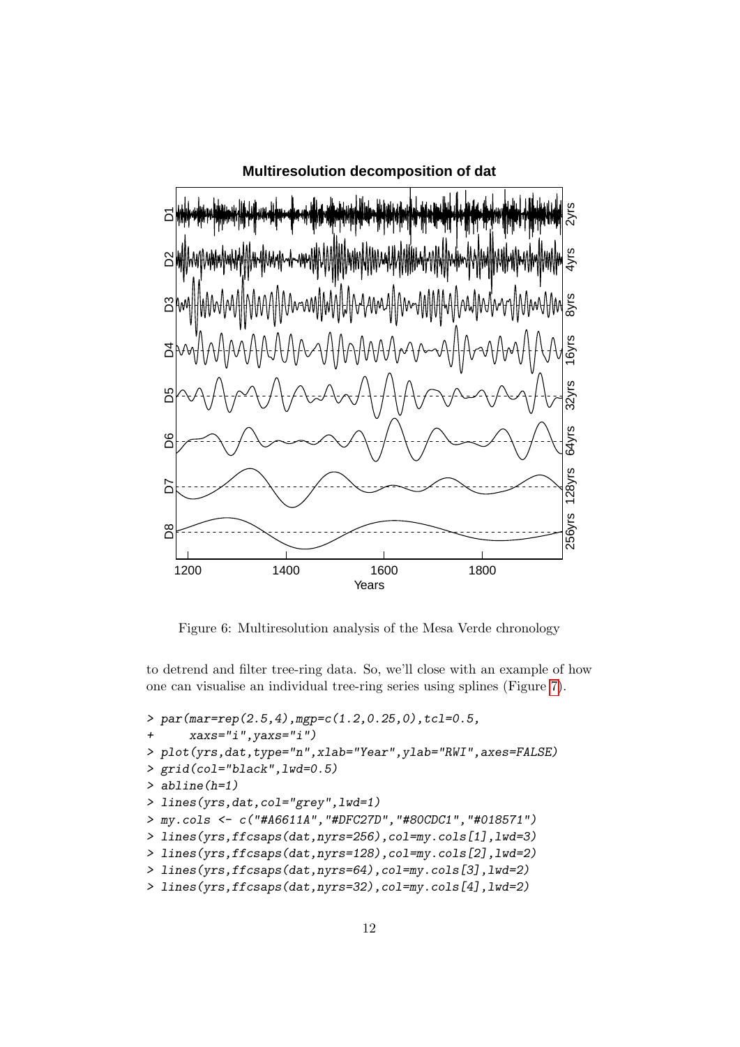Figure 6: Multiresolution analysis of the Mesa Verde chronology

to detrend and filter tree-ring data. So, we'll close with an example of how one can visualise an individual tree-ring series using splines (Figure 7).

```
> par(mar=rep(2.5,4),mgp=c(1.2,0.25,0),tcl=0.5,
+     xaxs="i",yaxs="i")
> plot(yrs,dat,type="n",xlab="Year",ylab="RWI",axes=FALSE)
> grid(col="black",lwd=0.5)
> abline(h=1)
> lines(yrs,dat,col="grey",lwd=1)
> my.cols <- c("#A6611A","#DFC27D","#80CDC1","#018571")
> lines(yrs,ffcsaps(dat,nyrs=256),col=my.cols[1],lwd=3)
> lines(yrs,ffcsaps(dat,nyrs=128),col=my.cols[2],lwd=2)
> lines(yrs,ffcsaps(dat,nyrs=64),col=my.cols[3],lwd=2)
> lines(yrs,ffcsaps(dat,nyrs=32),col=my.cols[4],lwd=2)
```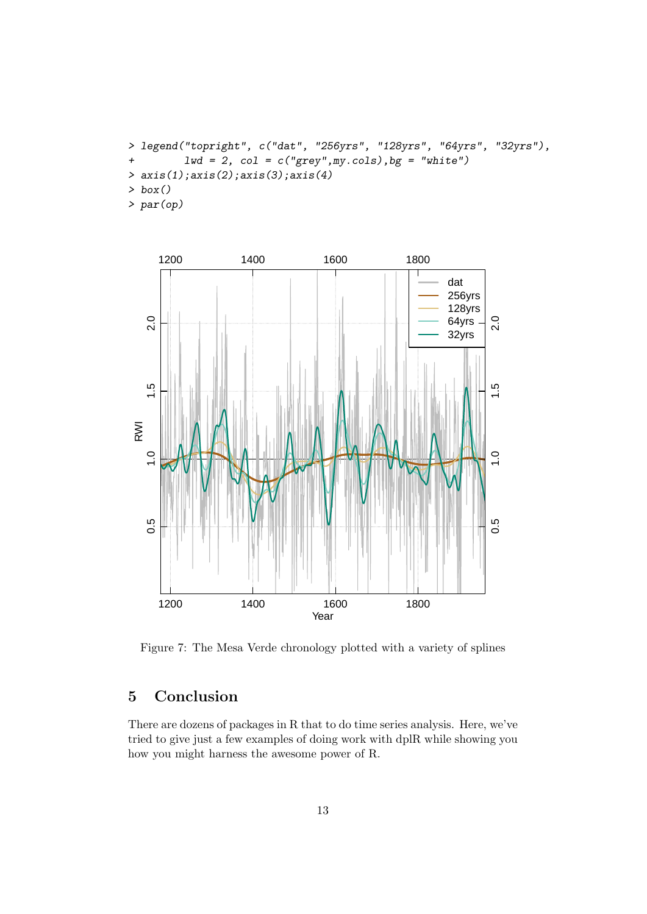```
> legend("topright", c("dat", "256yrs", "128yrs", "64yrs", "32yrs"),
+        lwd = 2, col = c("grey",my.cols),bg = "white")
> axis(1);axis(2);axis(3);axis(4)
> box()
> par(op)
```

Figure 7: The Mesa Verde chronology plotted with a variety of splines

## 5 Conclusion

There are dozens of packages in R that to do time series analysis. Here, we've tried to give just a few examples of doing work with dplR while showing you how you might harness the awesome power of R.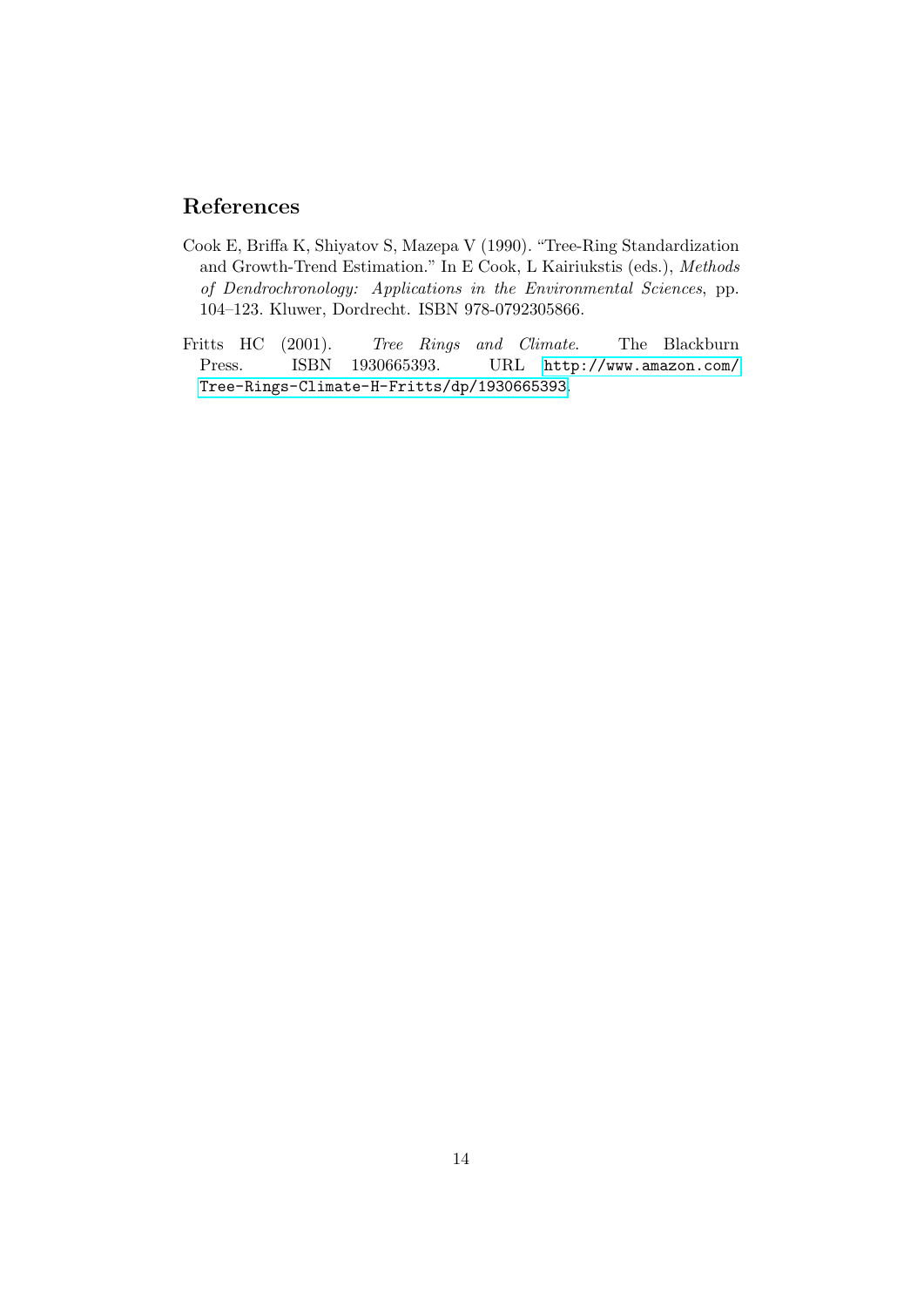## References

Cook E, Briffa K, Shiyatov S, Mazepa V (1990). "Tree-Ring Standardization and Growth-Trend Estimation." In E Cook, L Kairiukstis (eds.), *Methods of Dendrochronology: Applications in the Environmental Sciences*, pp. 104–123. Kluwer, Dordrecht. ISBN 978-0792305866.

Fritts HC (2001). *Tree Rings and Climate*. The Blackburn Press. ISBN 1930665393. URL http://www.amazon.com/Tree-Rings-Climate-H-Fritts/dp/1930665393.